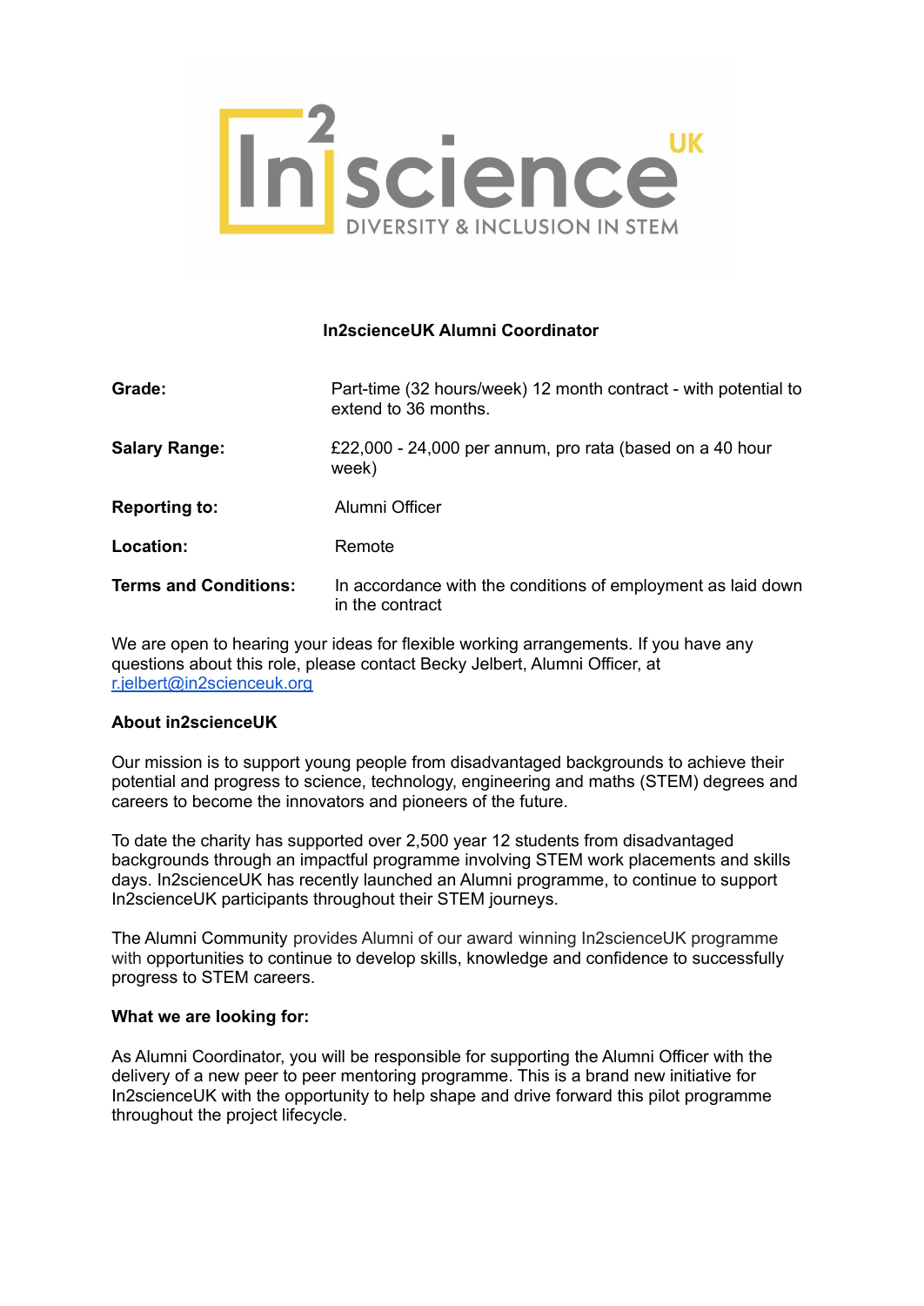## In2scienceUK Alumni Coordinator

| | |
|---|---|
| **Grade:** | Part-time (32 hours/week) 12 month contract - with potential to extend to 36 months. |
| **Salary Range:** | £22,000 - 24,000 per annum, pro rata (based on a 40 hour week) |
| **Reporting to:** | Alumni Officer |
| **Location:** | Remote |
| **Terms and Conditions:** | In accordance with the conditions of employment as laid down in the contract |

We are open to hearing your ideas for flexible working arrangements. If you have any questions about this role, please contact Becky Jelbert, Alumni Officer, at r.jelbert@in2scienceuk.org

### About in2scienceUK

Our mission is to support young people from disadvantaged backgrounds to achieve their potential and progress to science, technology, engineering and maths (STEM) degrees and careers to become the innovators and pioneers of the future.

To date the charity has supported over 2,500 year 12 students from disadvantaged backgrounds through an impactful programme involving STEM work placements and skills days. In2scienceUK has recently launched an Alumni programme, to continue to support In2scienceUK participants throughout their STEM journeys.

The Alumni Community provides Alumni of our award winning In2scienceUK programme with opportunities to continue to develop skills, knowledge and confidence to successfully progress to STEM careers.

### What we are looking for:

As Alumni Coordinator, you will be responsible for supporting the Alumni Officer with the delivery of a new peer to peer mentoring programme. This is a brand new initiative for In2scienceUK with the opportunity to help shape and drive forward this pilot programme throughout the project lifecycle.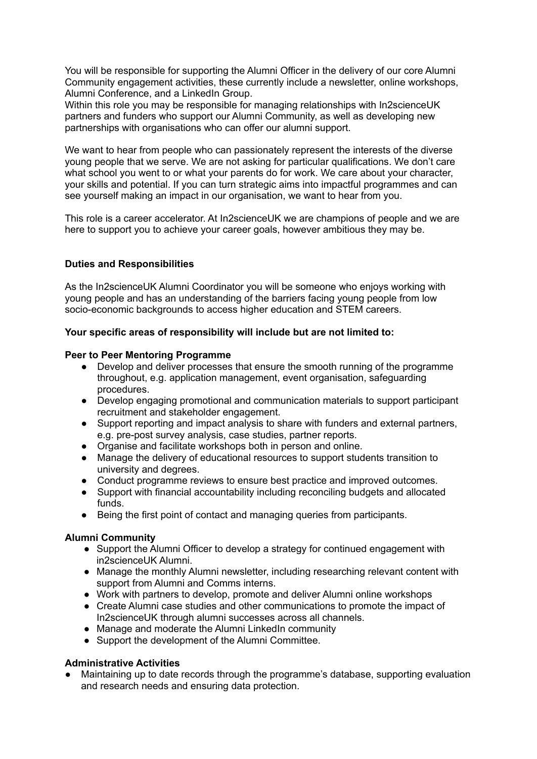You will be responsible for supporting the Alumni Officer in the delivery of our core Alumni Community engagement activities, these currently include a newsletter, online workshops, Alumni Conference, and a LinkedIn Group.
Within this role you may be responsible for managing relationships with In2scienceUK partners and funders who support our Alumni Community, as well as developing new partnerships with organisations who can offer our alumni support.

We want to hear from people who can passionately represent the interests of the diverse young people that we serve. We are not asking for particular qualifications. We don't care what school you went to or what your parents do for work. We care about your character, your skills and potential. If you can turn strategic aims into impactful programmes and can see yourself making an impact in our organisation, we want to hear from you.

This role is a career accelerator. At In2scienceUK we are champions of people and we are here to support you to achieve your career goals, however ambitious they may be.

**Duties and Responsibilities**

As the In2scienceUK Alumni Coordinator you will be someone who enjoys working with young people and has an understanding of the barriers facing young people from low socio-economic backgrounds to access higher education and STEM careers.

**Your specific areas of responsibility will include but are not limited to:**

**Peer to Peer Mentoring Programme**

- Develop and deliver processes that ensure the smooth running of the programme throughout, e.g. application management, event organisation, safeguarding procedures.
- Develop engaging promotional and communication materials to support participant recruitment and stakeholder engagement.
- Support reporting and impact analysis to share with funders and external partners, e.g. pre-post survey analysis, case studies, partner reports.
- Organise and facilitate workshops both in person and online.
- Manage the delivery of educational resources to support students transition to university and degrees.
- Conduct programme reviews to ensure best practice and improved outcomes.
- Support with financial accountability including reconciling budgets and allocated funds.
- Being the first point of contact and managing queries from participants.

**Alumni Community**

- Support the Alumni Officer to develop a strategy for continued engagement with in2scienceUK Alumni.
- Manage the monthly Alumni newsletter, including researching relevant content with support from Alumni and Comms interns.
- Work with partners to develop, promote and deliver Alumni online workshops
- Create Alumni case studies and other communications to promote the impact of In2scienceUK through alumni successes across all channels.
- Manage and moderate the Alumni LinkedIn community
- Support the development of the Alumni Committee.

**Administrative Activities**

- Maintaining up to date records through the programme's database, supporting evaluation and research needs and ensuring data protection.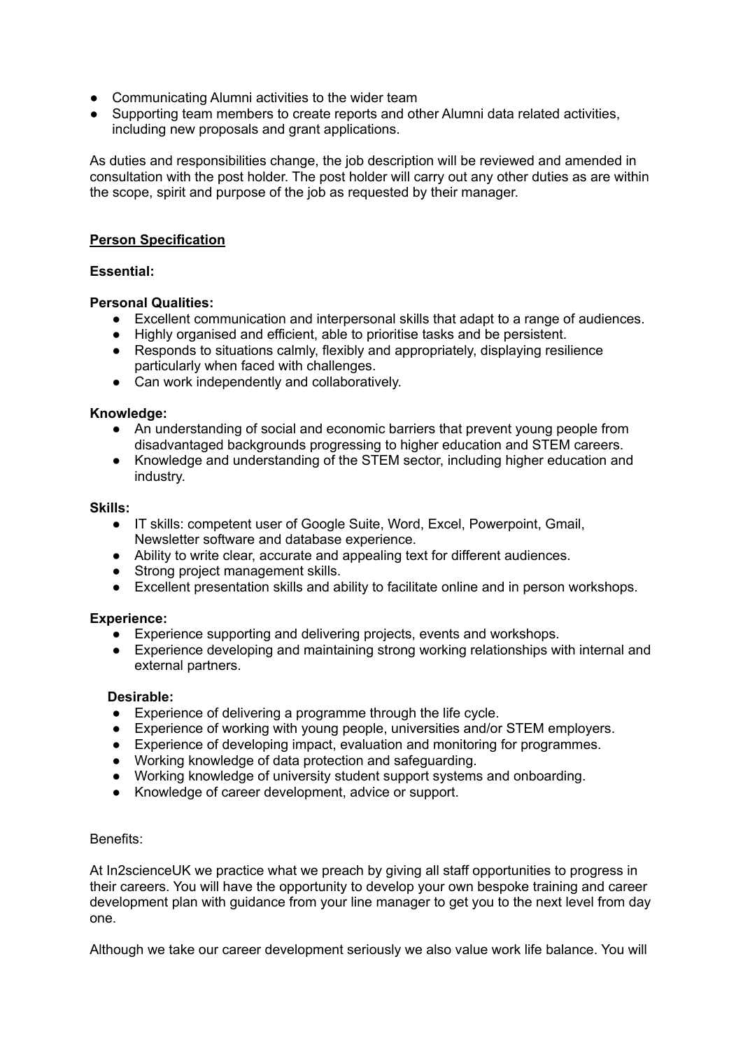- Communicating Alumni activities to the wider team
- Supporting team members to create reports and other Alumni data related activities, including new proposals and grant applications.

As duties and responsibilities change, the job description will be reviewed and amended in consultation with the post holder. The post holder will carry out any other duties as are within the scope, spirit and purpose of the job as requested by their manager.

## Person Specification

**Essential:**

**Personal Qualities:**

- Excellent communication and interpersonal skills that adapt to a range of audiences.
- Highly organised and efficient, able to prioritise tasks and be persistent.
- Responds to situations calmly, flexibly and appropriately, displaying resilience particularly when faced with challenges.
- Can work independently and collaboratively.

**Knowledge:**

- An understanding of social and economic barriers that prevent young people from disadvantaged backgrounds progressing to higher education and STEM careers.
- Knowledge and understanding of the STEM sector, including higher education and industry.

**Skills:**

- IT skills: competent user of Google Suite, Word, Excel, Powerpoint, Gmail, Newsletter software and database experience.
- Ability to write clear, accurate and appealing text for different audiences.
- Strong project management skills.
- Excellent presentation skills and ability to facilitate online and in person workshops.

**Experience:**

- Experience supporting and delivering projects, events and workshops.
- Experience developing and maintaining strong working relationships with internal and external partners.

**Desirable:**

- Experience of delivering a programme through the life cycle.
- Experience of working with young people, universities and/or STEM employers.
- Experience of developing impact, evaluation and monitoring for programmes.
- Working knowledge of data protection and safeguarding.
- Working knowledge of university student support systems and onboarding.
- Knowledge of career development, advice or support.

Benefits:

At In2scienceUK we practice what we preach by giving all staff opportunities to progress in their careers. You will have the opportunity to develop your own bespoke training and career development plan with guidance from your line manager to get you to the next level from day one.

Although we take our career development seriously we also value work life balance. You will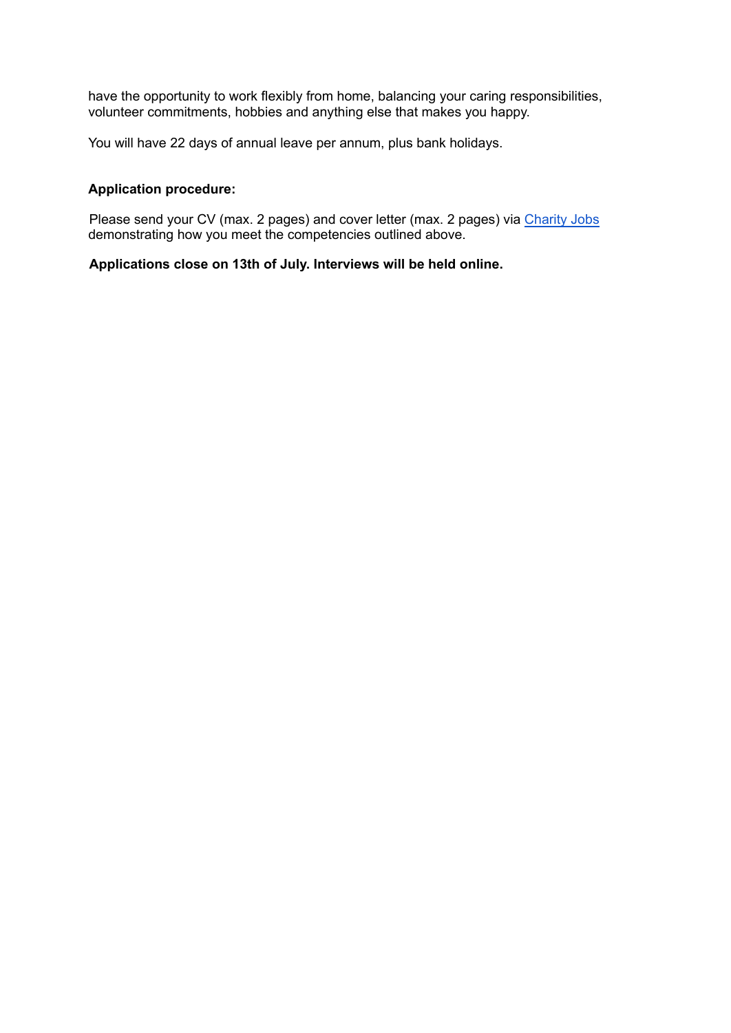have the opportunity to work flexibly from home, balancing your caring responsibilities, volunteer commitments, hobbies and anything else that makes you happy.

You will have 22 days of annual leave per annum, plus bank holidays.

**Application procedure:**

Please send your CV (max. 2 pages) and cover letter (max. 2 pages) via Charity Jobs demonstrating how you meet the competencies outlined above.

**Applications close on 13th of July. Interviews will be held online.**